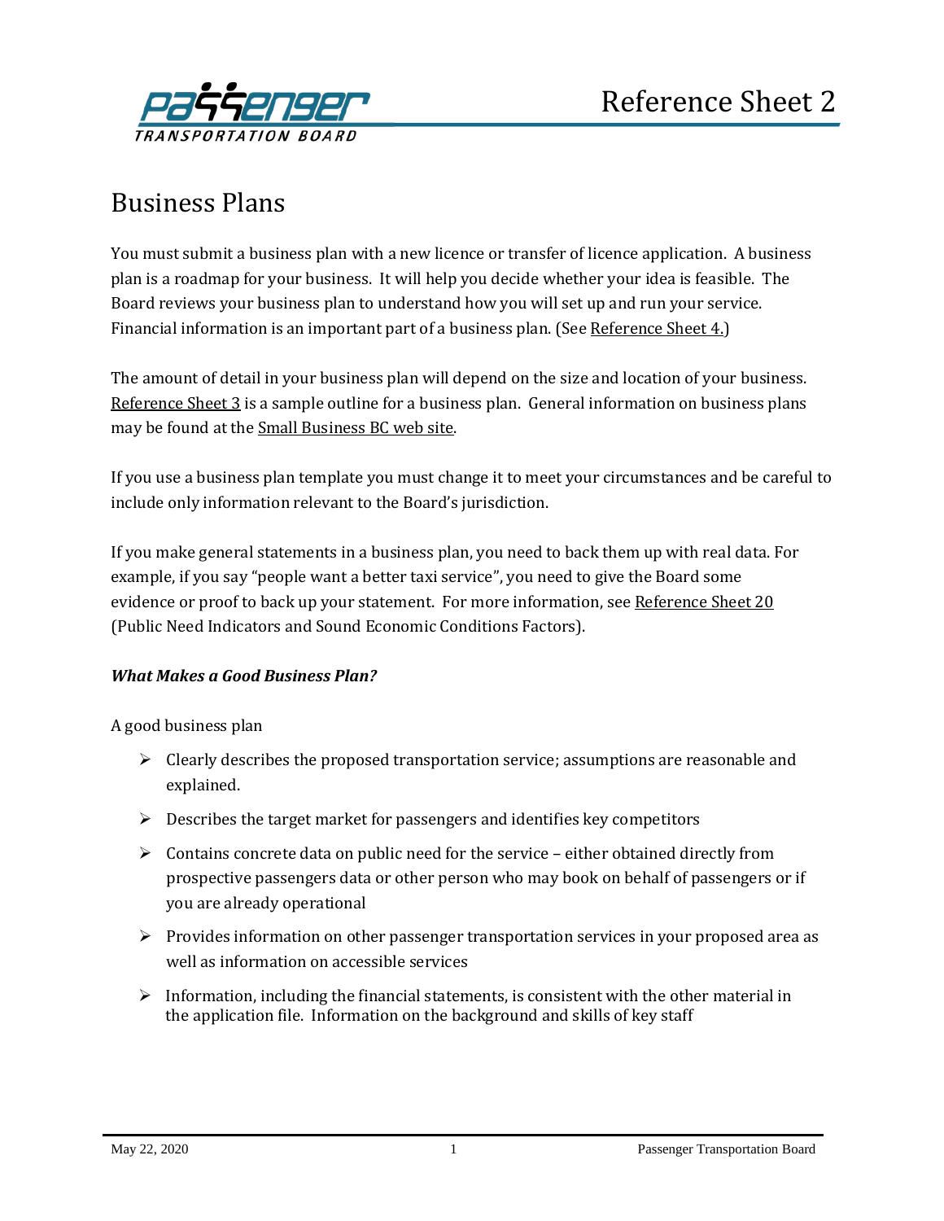# Reference Sheet 2

## Business Plans

You must submit a business plan with a new licence or transfer of licence application. A business plan is a roadmap for your business. It will help you decide whether your idea is feasible. The Board reviews your business plan to understand how you will set up and run your service. Financial information is an important part of a business plan. (See Reference Sheet 4.)

The amount of detail in your business plan will depend on the size and location of your business. Reference Sheet 3 is a sample outline for a business plan. General information on business plans may be found at the Small Business BC web site.

If you use a business plan template you must change it to meet your circumstances and be careful to include only information relevant to the Board's jurisdiction.

If you make general statements in a business plan, you need to back them up with real data. For example, if you say "people want a better taxi service", you need to give the Board some evidence or proof to back up your statement. For more information, see Reference Sheet 20 (Public Need Indicators and Sound Economic Conditions Factors).

### *What Makes a Good Business Plan?*

A good business plan

- Clearly describes the proposed transportation service; assumptions are reasonable and explained.
- Describes the target market for passengers and identifies key competitors
- Contains concrete data on public need for the service – either obtained directly from prospective passengers data or other person who may book on behalf of passengers or if you are already operational
- Provides information on other passenger transportation services in your proposed area as well as information on accessible services
- Information, including the financial statements, is consistent with the other material in the application file. Information on the background and skills of key staff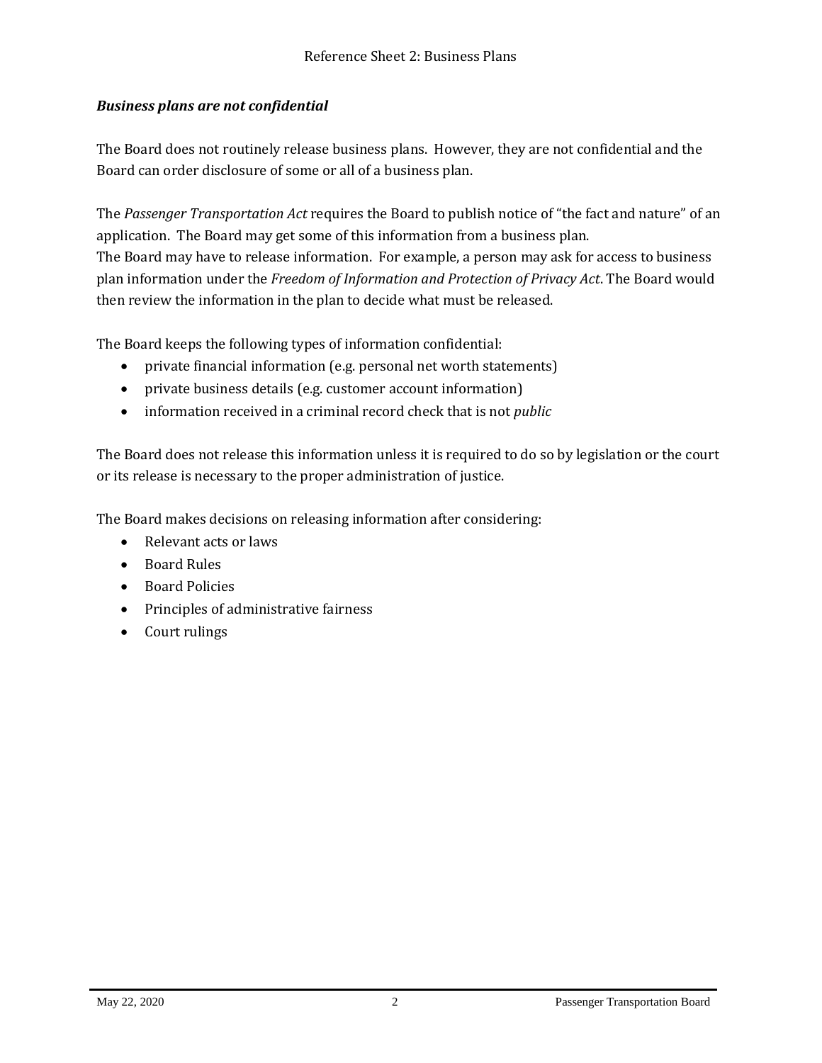***Business plans are not confidential***

The Board does not routinely release business plans. However, they are not confidential and the Board can order disclosure of some or all of a business plan.

The *Passenger Transportation Act* requires the Board to publish notice of "the fact and nature" of an application. The Board may get some of this information from a business plan.
The Board may have to release information. For example, a person may ask for access to business plan information under the *Freedom of Information and Protection of Privacy Act*. The Board would then review the information in the plan to decide what must be released.

The Board keeps the following types of information confidential:

- private financial information (e.g. personal net worth statements)
- private business details (e.g. customer account information)
- information received in a criminal record check that is not *public*

The Board does not release this information unless it is required to do so by legislation or the court or its release is necessary to the proper administration of justice.

The Board makes decisions on releasing information after considering:

- Relevant acts or laws
- Board Rules
- Board Policies
- Principles of administrative fairness
- Court rulings